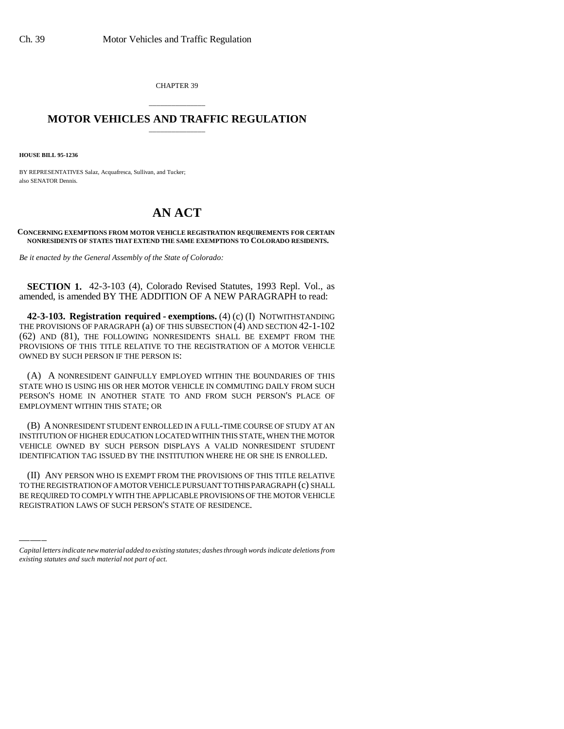CHAPTER 39

# MOTOR VEHICLES AND TRAFFIC REGULATION

**HOUSE BILL 95-1236**

BY REPRESENTATIVES Salaz, Acquafresca, Sullivan, and Tucker;
also SENATOR Dennis.

# AN ACT

**CONCERNING EXEMPTIONS FROM MOTOR VEHICLE REGISTRATION REQUIREMENTS FOR CERTAIN NONRESIDENTS OF STATES THAT EXTEND THE SAME EXEMPTIONS TO COLORADO RESIDENTS.**

*Be it enacted by the General Assembly of the State of Colorado:*

**SECTION 1.** 42-3-103 (4), Colorado Revised Statutes, 1993 Repl. Vol., as amended, is amended BY THE ADDITION OF A NEW PARAGRAPH to read:

**42-3-103. Registration required - exemptions.** (4) (c) (I) NOTWITHSTANDING THE PROVISIONS OF PARAGRAPH (a) OF THIS SUBSECTION (4) AND SECTION 42-1-102 (62) AND (81), THE FOLLOWING NONRESIDENTS SHALL BE EXEMPT FROM THE PROVISIONS OF THIS TITLE RELATIVE TO THE REGISTRATION OF A MOTOR VEHICLE OWNED BY SUCH PERSON IF THE PERSON IS:

(A) A NONRESIDENT GAINFULLY EMPLOYED WITHIN THE BOUNDARIES OF THIS STATE WHO IS USING HIS OR HER MOTOR VEHICLE IN COMMUTING DAILY FROM SUCH PERSON'S HOME IN ANOTHER STATE TO AND FROM SUCH PERSON'S PLACE OF EMPLOYMENT WITHIN THIS STATE; OR

(B) A NONRESIDENT STUDENT ENROLLED IN A FULL-TIME COURSE OF STUDY AT AN INSTITUTION OF HIGHER EDUCATION LOCATED WITHIN THIS STATE, WHEN THE MOTOR VEHICLE OWNED BY SUCH PERSON DISPLAYS A VALID NONRESIDENT STUDENT IDENTIFICATION TAG ISSUED BY THE INSTITUTION WHERE HE OR SHE IS ENROLLED.

(II) ANY PERSON WHO IS EXEMPT FROM THE PROVISIONS OF THIS TITLE RELATIVE TO THE REGISTRATION OF A MOTOR VEHICLE PURSUANT TO THIS PARAGRAPH (c) SHALL BE REQUIRED TO COMPLY WITH THE APPLICABLE PROVISIONS OF THE MOTOR VEHICLE REGISTRATION LAWS OF SUCH PERSON'S STATE OF RESIDENCE.

*Capital letters indicate new material added to existing statutes; dashes through words indicate deletions from existing statutes and such material not part of act.*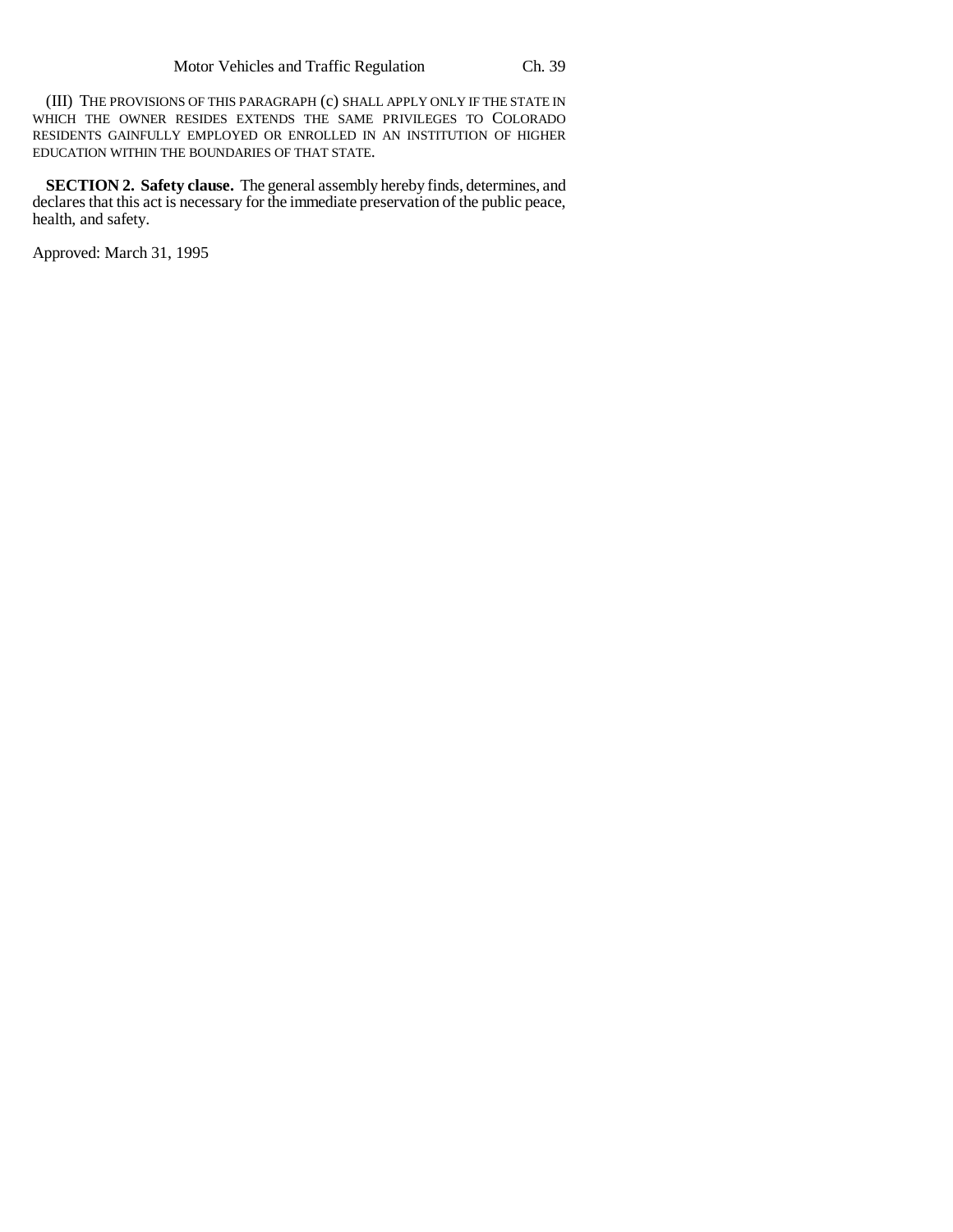(III) THE PROVISIONS OF THIS PARAGRAPH (c) SHALL APPLY ONLY IF THE STATE IN WHICH THE OWNER RESIDES EXTENDS THE SAME PRIVILEGES TO COLORADO RESIDENTS GAINFULLY EMPLOYED OR ENROLLED IN AN INSTITUTION OF HIGHER EDUCATION WITHIN THE BOUNDARIES OF THAT STATE.

**SECTION 2. Safety clause.** The general assembly hereby finds, determines, and declares that this act is necessary for the immediate preservation of the public peace, health, and safety.

Approved: March 31, 1995